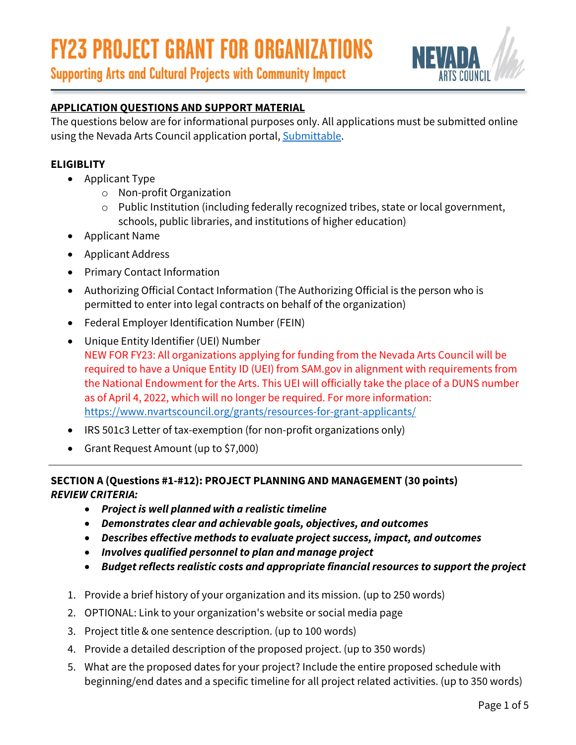# FY23 PROJECT GRANT FOR ORGANIZATIONS

## Supporting Arts and Cultural Projects with Community Impact

NEVADA ARTS COUNCIL

**APPLICATION QUESTIONS AND SUPPORT MATERIAL**

The questions below are for informational purposes only. All applications must be submitted online using the Nevada Arts Council application portal, [Submittable](Submittable).

**ELIGIBLITY**

- Applicant Type
  - Non-profit Organization
  - Public Institution (including federally recognized tribes, state or local government, schools, public libraries, and institutions of higher education)
- Applicant Name
- Applicant Address
- Primary Contact Information
- Authorizing Official Contact Information (The Authorizing Official is the person who is permitted to enter into legal contracts on behalf of the organization)
- Federal Employer Identification Number (FEIN)
- Unique Entity Identifier (UEI) Number
  NEW FOR FY23: All organizations applying for funding from the Nevada Arts Council will be required to have a Unique Entity ID (UEI) from SAM.gov in alignment with requirements from the National Endowment for the Arts. This UEI will officially take the place of a DUNS number as of April 4, 2022, which will no longer be required. For more information: https://www.nvartscouncil.org/grants/resources-for-grant-applicants/
- IRS 501c3 Letter of tax-exemption (for non-profit organizations only)
- Grant Request Amount (up to $7,000)

---

**SECTION A (Questions #1-#12): PROJECT PLANNING AND MANAGEMENT (30 points)**

***REVIEW CRITERIA:***

- ***Project is well planned with a realistic timeline***
- ***Demonstrates clear and achievable goals, objectives, and outcomes***
- ***Describes effective methods to evaluate project success, impact, and outcomes***
- ***Involves qualified personnel to plan and manage project***
- ***Budget reflects realistic costs and appropriate financial resources to support the project***

1. Provide a brief history of your organization and its mission. (up to 250 words)
2. OPTIONAL: Link to your organization's website or social media page
3. Project title & one sentence description. (up to 100 words)
4. Provide a detailed description of the proposed project. (up to 350 words)
5. What are the proposed dates for your project? Include the entire proposed schedule with beginning/end dates and a specific timeline for all project related activities. (up to 350 words)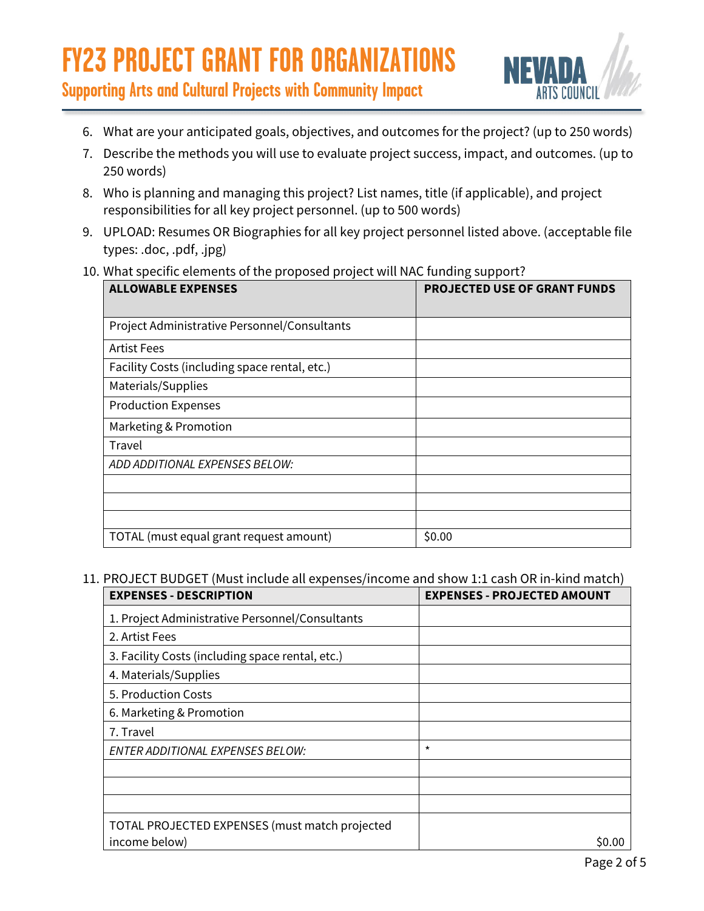# FY23 PROJECT GRANT FOR ORGANIZATIONS

## Supporting Arts and Cultural Projects with Community Impact

6. What are your anticipated goals, objectives, and outcomes for the project? (up to 250 words)
7. Describe the methods you will use to evaluate project success, impact, and outcomes. (up to 250 words)
8. Who is planning and managing this project? List names, title (if applicable), and project responsibilities for all key project personnel. (up to 500 words)
9. UPLOAD: Resumes OR Biographies for all key project personnel listed above. (acceptable file types: .doc, .pdf, .jpg)
10. What specific elements of the proposed project will NAC funding support?

| ALLOWABLE EXPENSES | PROJECTED USE OF GRANT FUNDS |
|---|---|
| Project Administrative Personnel/Consultants | |
| Artist Fees | |
| Facility Costs (including space rental, etc.) | |
| Materials/Supplies | |
| Production Expenses | |
| Marketing & Promotion | |
| Travel | |
| *ADD ADDITIONAL EXPENSES BELOW:* | |
| | |
| | |
| | |
| TOTAL (must equal grant request amount) | $0.00 |

11. PROJECT BUDGET (Must include all expenses/income and show 1:1 cash OR in-kind match)

| EXPENSES - DESCRIPTION | EXPENSES - PROJECTED AMOUNT |
|---|---|
| 1. Project Administrative Personnel/Consultants | |
| 2. Artist Fees | |
| 3. Facility Costs (including space rental, etc.) | |
| 4. Materials/Supplies | |
| 5. Production Costs | |
| 6. Marketing & Promotion | |
| 7. Travel | |
| *ENTER ADDITIONAL EXPENSES BELOW:* | * |
| | |
| | |
| | |
| TOTAL PROJECTED EXPENSES (must match projected income below) | $0.00 |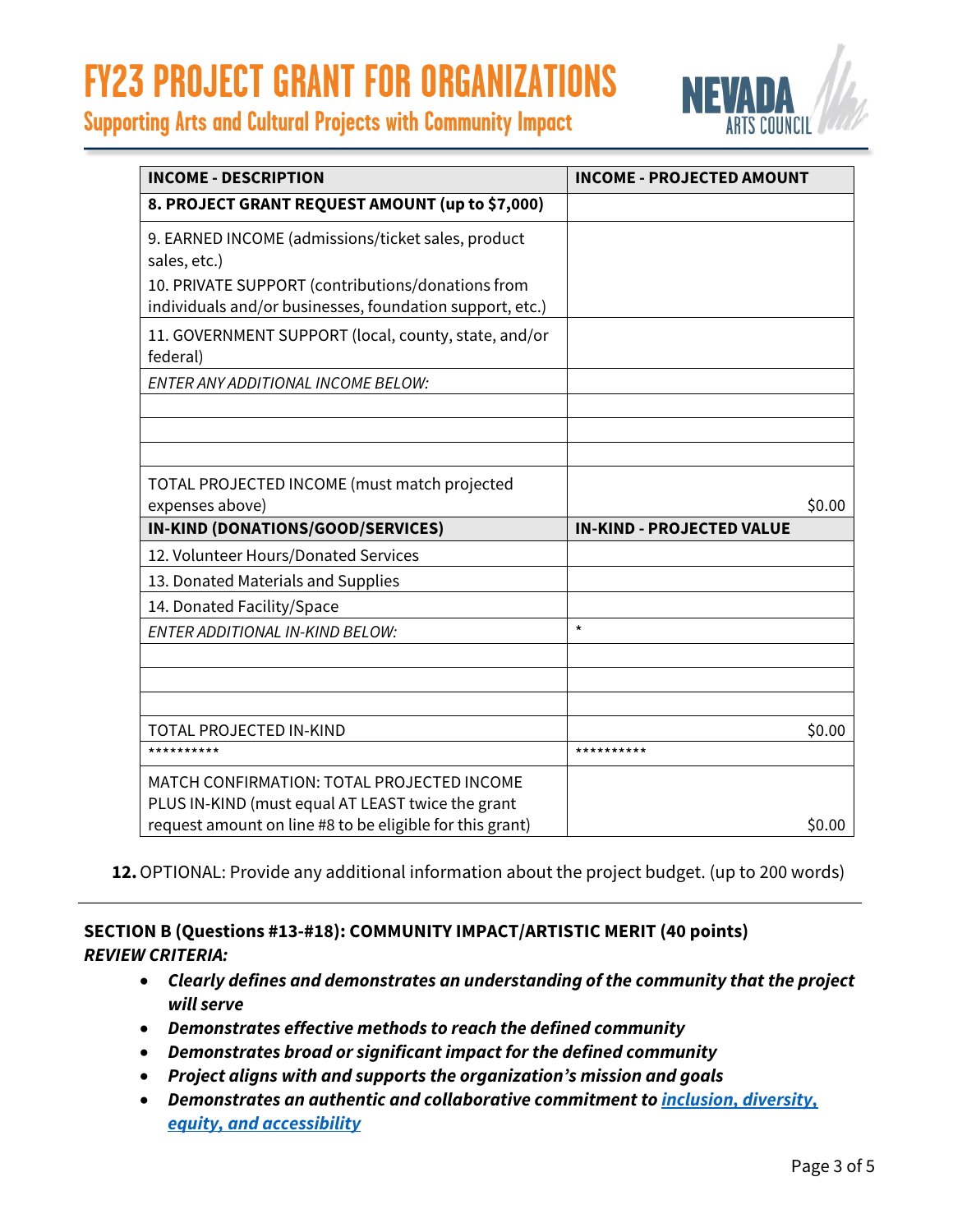| INCOME - DESCRIPTION | INCOME - PROJECTED AMOUNT |
|---|---|
| **8. PROJECT GRANT REQUEST AMOUNT (up to $7,000)** | |
| 9. EARNED INCOME (admissions/ticket sales, product sales, etc.)<br>10. PRIVATE SUPPORT (contributions/donations from individuals and/or businesses, foundation support, etc.) | |
| 11. GOVERNMENT SUPPORT (local, county, state, and/or federal) | |
| *ENTER ANY ADDITIONAL INCOME BELOW:* | |
| | |
| | |
| | |
| TOTAL PROJECTED INCOME (must match projected expenses above) | $0.00 |
| **IN-KIND (DONATIONS/GOOD/SERVICES)** | **IN-KIND - PROJECTED VALUE** |
| 12. Volunteer Hours/Donated Services | |
| 13. Donated Materials and Supplies | |
| 14. Donated Facility/Space | |
| *ENTER ADDITIONAL IN-KIND BELOW:* | * |
| | |
| | |
| | |
| TOTAL PROJECTED IN-KIND | $0.00 |
| ********** | ********** |
| MATCH CONFIRMATION: TOTAL PROJECTED INCOME PLUS IN-KIND (must equal AT LEAST twice the grant request amount on line #8 to be eligible for this grant) | $0.00 |

**12.** OPTIONAL: Provide any additional information about the project budget. (up to 200 words)

---

**SECTION B (Questions #13-#18): COMMUNITY IMPACT/ARTISTIC MERIT (40 points)**

***REVIEW CRITERIA:***

- ***Clearly defines and demonstrates an understanding of the community that the project will serve***
- ***Demonstrates effective methods to reach the defined community***
- ***Demonstrates broad or significant impact for the defined community***
- ***Project aligns with and supports the organization's mission and goals***
- ***Demonstrates an authentic and collaborative commitment to inclusion, diversity, equity, and accessibility***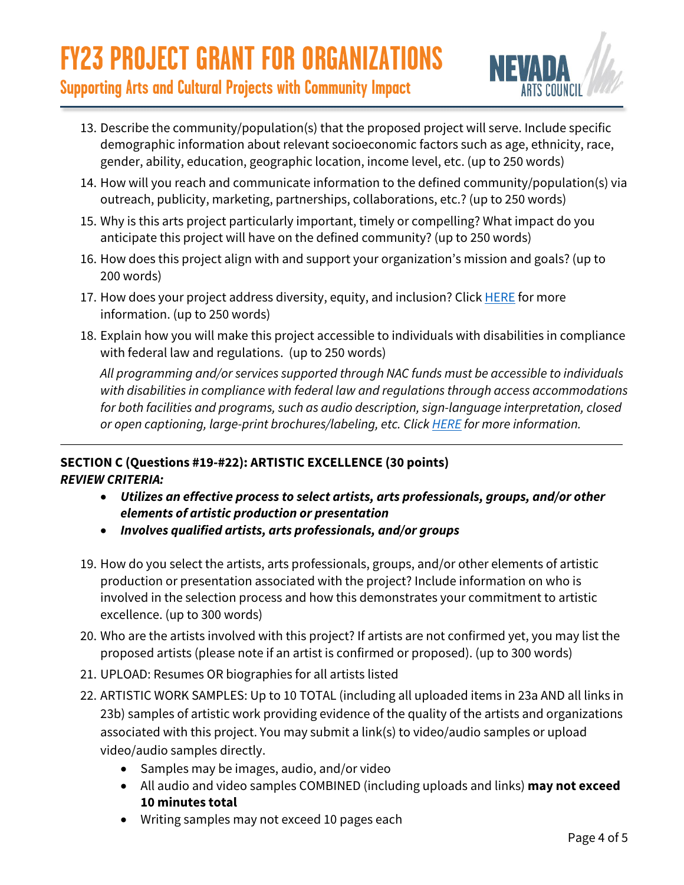13. Describe the community/population(s) that the proposed project will serve. Include specific demographic information about relevant socioeconomic factors such as age, ethnicity, race, gender, ability, education, geographic location, income level, etc. (up to 250 words)
14. How will you reach and communicate information to the defined community/population(s) via outreach, publicity, marketing, partnerships, collaborations, etc.? (up to 250 words)
15. Why is this arts project particularly important, timely or compelling? What impact do you anticipate this project will have on the defined community? (up to 250 words)
16. How does this project align with and support your organization's mission and goals? (up to 200 words)
17. How does your project address diversity, equity, and inclusion? Click HERE for more information. (up to 250 words)
18. Explain how you will make this project accessible to individuals with disabilities in compliance with federal law and regulations. (up to 250 words)

    *All programming and/or services supported through NAC funds must be accessible to individuals with disabilities in compliance with federal law and regulations through access accommodations for both facilities and programs, such as audio description, sign-language interpretation, closed or open captioning, large-print brochures/labeling, etc. Click HERE for more information.*

---

**SECTION C (Questions #19-#22): ARTISTIC EXCELLENCE (30 points)**
***REVIEW CRITERIA:***

- ***Utilizes an effective process to select artists, arts professionals, groups, and/or other elements of artistic production or presentation***
- ***Involves qualified artists, arts professionals, and/or groups***

19. How do you select the artists, arts professionals, groups, and/or other elements of artistic production or presentation associated with the project? Include information on who is involved in the selection process and how this demonstrates your commitment to artistic excellence. (up to 300 words)
20. Who are the artists involved with this project? If artists are not confirmed yet, you may list the proposed artists (please note if an artist is confirmed or proposed). (up to 300 words)
21. UPLOAD: Resumes OR biographies for all artists listed
22. ARTISTIC WORK SAMPLES: Up to 10 TOTAL (including all uploaded items in 23a AND all links in 23b) samples of artistic work providing evidence of the quality of the artists and organizations associated with this project. You may submit a link(s) to video/audio samples or upload video/audio samples directly.
    - Samples may be images, audio, and/or video
    - All audio and video samples COMBINED (including uploads and links) **may not exceed 10 minutes total**
    - Writing samples may not exceed 10 pages each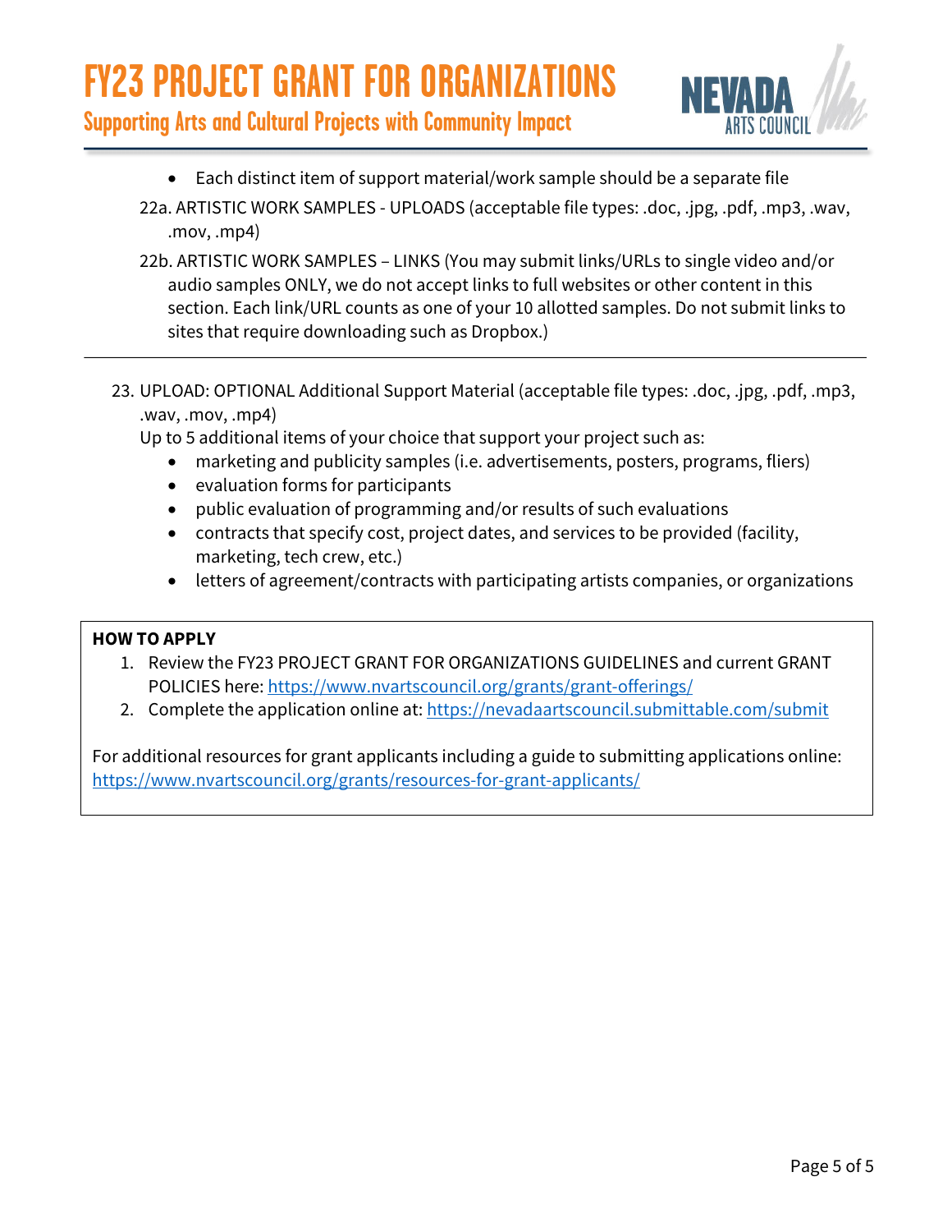- Each distinct item of support material/work sample should be a separate file

22a. ARTISTIC WORK SAMPLES - UPLOADS (acceptable file types: .doc, .jpg, .pdf, .mp3, .wav, .mov, .mp4)

22b. ARTISTIC WORK SAMPLES – LINKS (You may submit links/URLs to single video and/or audio samples ONLY, we do not accept links to full websites or other content in this section. Each link/URL counts as one of your 10 allotted samples. Do not submit links to sites that require downloading such as Dropbox.)

---

23. UPLOAD: OPTIONAL Additional Support Material (acceptable file types: .doc, .jpg, .pdf, .mp3, .wav, .mov, .mp4)
    Up to 5 additional items of your choice that support your project such as:
    - marketing and publicity samples (i.e. advertisements, posters, programs, fliers)
    - evaluation forms for participants
    - public evaluation of programming and/or results of such evaluations
    - contracts that specify cost, project dates, and services to be provided (facility, marketing, tech crew, etc.)
    - letters of agreement/contracts with participating artists companies, or organizations

**HOW TO APPLY**

1. Review the FY23 PROJECT GRANT FOR ORGANIZATIONS GUIDELINES and current GRANT POLICIES here: https://www.nvartscouncil.org/grants/grant-offerings/
2. Complete the application online at: https://nevadaartscouncil.submittable.com/submit

For additional resources for grant applicants including a guide to submitting applications online: https://www.nvartscouncil.org/grants/resources-for-grant-applicants/